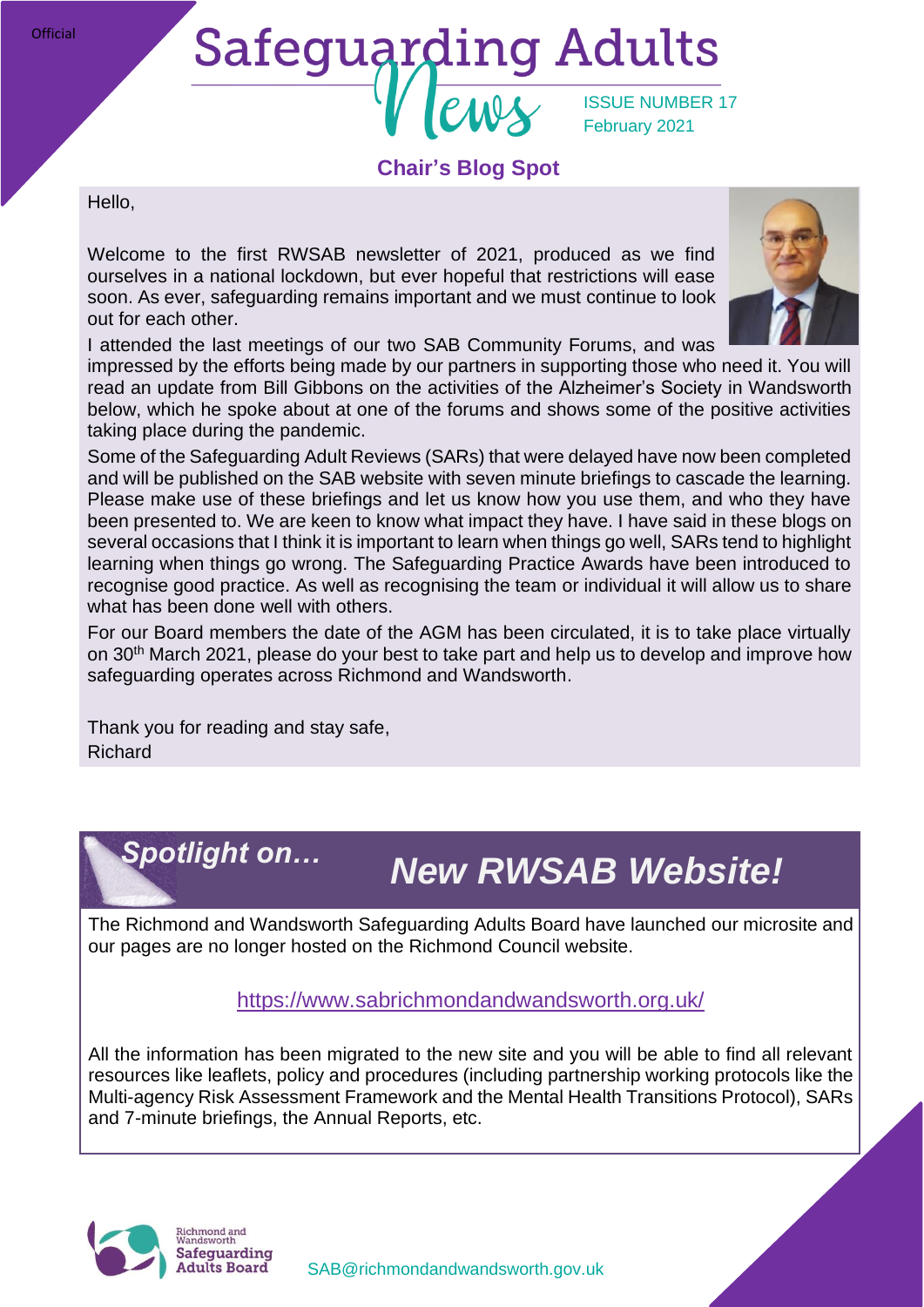Official

# Safeguarding Adults News

ISSUE NUMBER 17
February 2021

## Chair's Blog Spot

Hello,

Welcome to the first RWSAB newsletter of 2021, produced as we find ourselves in a national lockdown, but ever hopeful that restrictions will ease soon. As ever, safeguarding remains important and we must continue to look out for each other.

I attended the last meetings of our two SAB Community Forums, and was impressed by the efforts being made by our partners in supporting those who need it. You will read an update from Bill Gibbons on the activities of the Alzheimer's Society in Wandsworth below, which he spoke about at one of the forums and shows some of the positive activities taking place during the pandemic.

Some of the Safeguarding Adult Reviews (SARs) that were delayed have now been completed and will be published on the SAB website with seven minute briefings to cascade the learning. Please make use of these briefings and let us know how you use them, and who they have been presented to. We are keen to know what impact they have. I have said in these blogs on several occasions that I think it is important to learn when things go well, SARs tend to highlight learning when things go wrong. The Safeguarding Practice Awards have been introduced to recognise good practice. As well as recognising the team or individual it will allow us to share what has been done well with others.

For our Board members the date of the AGM has been circulated, it is to take place virtually on 30th March 2021, please do your best to take part and help us to develop and improve how safeguarding operates across Richmond and Wandsworth.

Thank you for reading and stay safe,
Richard

## *Spotlight on… New RWSAB Website!*

The Richmond and Wandsworth Safeguarding Adults Board have launched our microsite and our pages are no longer hosted on the Richmond Council website.

https://www.sabrichmondandwandsworth.org.uk/

All the information has been migrated to the new site and you will be able to find all relevant resources like leaflets, policy and procedures (including partnership working protocols like the Multi-agency Risk Assessment Framework and the Mental Health Transitions Protocol), SARs and 7-minute briefings, the Annual Reports, etc.

Richmond and Wandsworth Safeguarding Adults Board

SAB@richmondandwandsworth.gov.uk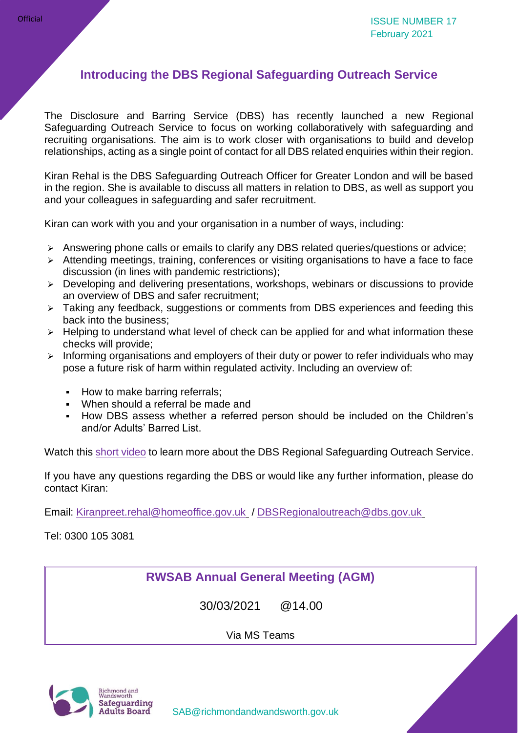## Introducing the DBS Regional Safeguarding Outreach Service

The Disclosure and Barring Service (DBS) has recently launched a new Regional Safeguarding Outreach Service to focus on working collaboratively with safeguarding and recruiting organisations. The aim is to work closer with organisations to build and develop relationships, acting as a single point of contact for all DBS related enquiries within their region.

Kiran Rehal is the DBS Safeguarding Outreach Officer for Greater London and will be based in the region. She is available to discuss all matters in relation to DBS, as well as support you and your colleagues in safeguarding and safer recruitment.

Kiran can work with you and your organisation in a number of ways, including:

- Answering phone calls or emails to clarify any DBS related queries/questions or advice;
- Attending meetings, training, conferences or visiting organisations to have a face to face discussion (in lines with pandemic restrictions);
- Developing and delivering presentations, workshops, webinars or discussions to provide an overview of DBS and safer recruitment;
- Taking any feedback, suggestions or comments from DBS experiences and feeding this back into the business;
- Helping to understand what level of check can be applied for and what information these checks will provide;
- Informing organisations and employers of their duty or power to refer individuals who may pose a future risk of harm within regulated activity. Including an overview of:
  - How to make barring referrals;
  - When should a referral be made and
  - How DBS assess whether a referred person should be included on the Children's and/or Adults' Barred List.

Watch this short video to learn more about the DBS Regional Safeguarding Outreach Service.

If you have any questions regarding the DBS or would like any further information, please do contact Kiran:

Email: Kiranpreet.rehal@homeoffice.gov.uk / DBSRegionaloutreach@dbs.gov.uk

Tel: 0300 105 3081

## RWSAB Annual General Meeting (AGM)

30/03/2021 @14.00

Via MS Teams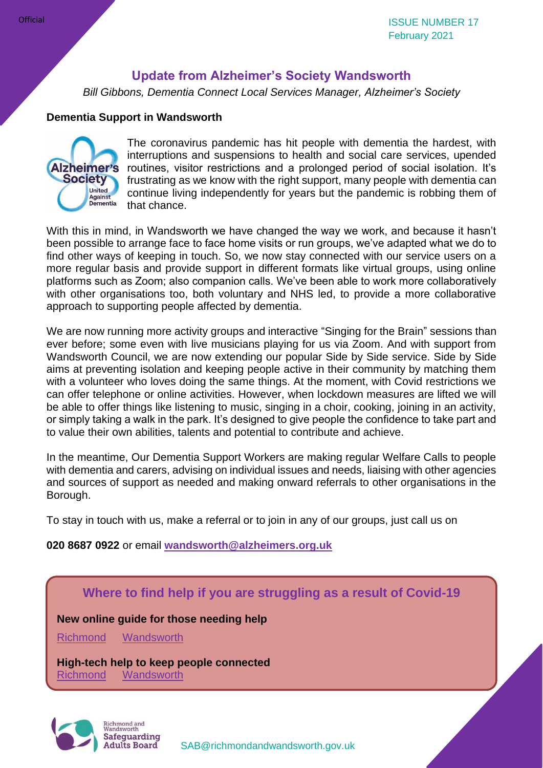## Update from Alzheimer's Society Wandsworth

*Bill Gibbons, Dementia Connect Local Services Manager, Alzheimer's Society*

**Dementia Support in Wandsworth**

The coronavirus pandemic has hit people with dementia the hardest, with interruptions and suspensions to health and social care services, upended routines, visitor restrictions and a prolonged period of social isolation. It's frustrating as we know with the right support, many people with dementia can continue living independently for years but the pandemic is robbing them of that chance.

With this in mind, in Wandsworth we have changed the way we work, and because it hasn't been possible to arrange face to face home visits or run groups, we've adapted what we do to find other ways of keeping in touch. So, we now stay connected with our service users on a more regular basis and provide support in different formats like virtual groups, using online platforms such as Zoom; also companion calls. We've been able to work more collaboratively with other organisations too, both voluntary and NHS led, to provide a more collaborative approach to supporting people affected by dementia.

We are now running more activity groups and interactive "Singing for the Brain" sessions than ever before; some even with live musicians playing for us via Zoom. And with support from Wandsworth Council, we are now extending our popular Side by Side service. Side by Side aims at preventing isolation and keeping people active in their community by matching them with a volunteer who loves doing the same things. At the moment, with Covid restrictions we can offer telephone or online activities. However, when lockdown measures are lifted we will be able to offer things like listening to music, singing in a choir, cooking, joining in an activity, or simply taking a walk in the park. It's designed to give people the confidence to take part and to value their own abilities, talents and potential to contribute and achieve.

In the meantime, Our Dementia Support Workers are making regular Welfare Calls to people with dementia and carers, advising on individual issues and needs, liaising with other agencies and sources of support as needed and making onward referrals to other organisations in the Borough.

To stay in touch with us, make a referral or to join in any of our groups, just call us on

**020 8687 0922** or email **wandsworth@alzheimers.org.uk**

### Where to find help if you are struggling as a result of Covid-19

**New online guide for those needing help**

Richmond    Wandsworth

**High-tech help to keep people connected**

Richmond    Wandsworth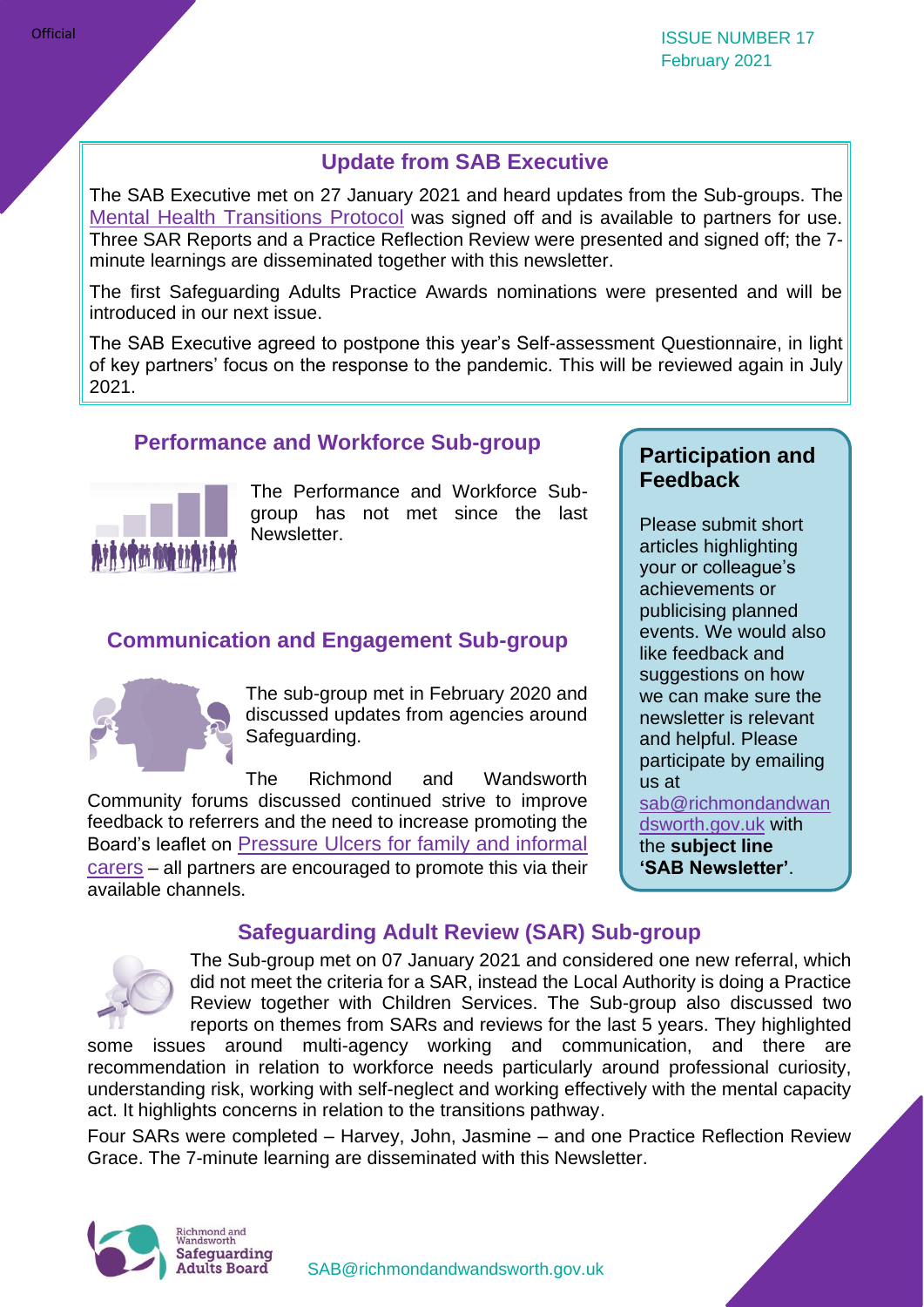## Update from SAB Executive

The SAB Executive met on 27 January 2021 and heard updates from the Sub-groups. The Mental Health Transitions Protocol was signed off and is available to partners for use. Three SAR Reports and a Practice Reflection Review were presented and signed off; the 7-minute learnings are disseminated together with this newsletter.

The first Safeguarding Adults Practice Awards nominations were presented and will be introduced in our next issue.

The SAB Executive agreed to postpone this year's Self-assessment Questionnaire, in light of key partners' focus on the response to the pandemic. This will be reviewed again in July 2021.

## Performance and Workforce Sub-group

The Performance and Workforce Sub-group has not met since the last Newsletter.

## Communication and Engagement Sub-group

The sub-group met in February 2020 and discussed updates from agencies around Safeguarding.

The Richmond and Wandsworth Community forums discussed continued strive to improve feedback to referrers and the need to increase promoting the Board's leaflet on Pressure Ulcers for family and informal carers – all partners are encouraged to promote this via their available channels.

## Participation and Feedback

Please submit short articles highlighting your or colleague's achievements or publicising planned events. We would also like feedback and suggestions on how we can make sure the newsletter is relevant and helpful. Please participate by emailing us at sab@richmondandwandsworth.gov.uk with the **subject line 'SAB Newsletter'**.

## Safeguarding Adult Review (SAR) Sub-group

The Sub-group met on 07 January 2021 and considered one new referral, which did not meet the criteria for a SAR, instead the Local Authority is doing a Practice Review together with Children Services. The Sub-group also discussed two reports on themes from SARs and reviews for the last 5 years. They highlighted some issues around multi-agency working and communication, and there are recommendation in relation to workforce needs particularly around professional curiosity, understanding risk, working with self-neglect and working effectively with the mental capacity act. It highlights concerns in relation to the transitions pathway.

Four SARs were completed – Harvey, John, Jasmine – and one Practice Reflection Review Grace. The 7-minute learning are disseminated with this Newsletter.